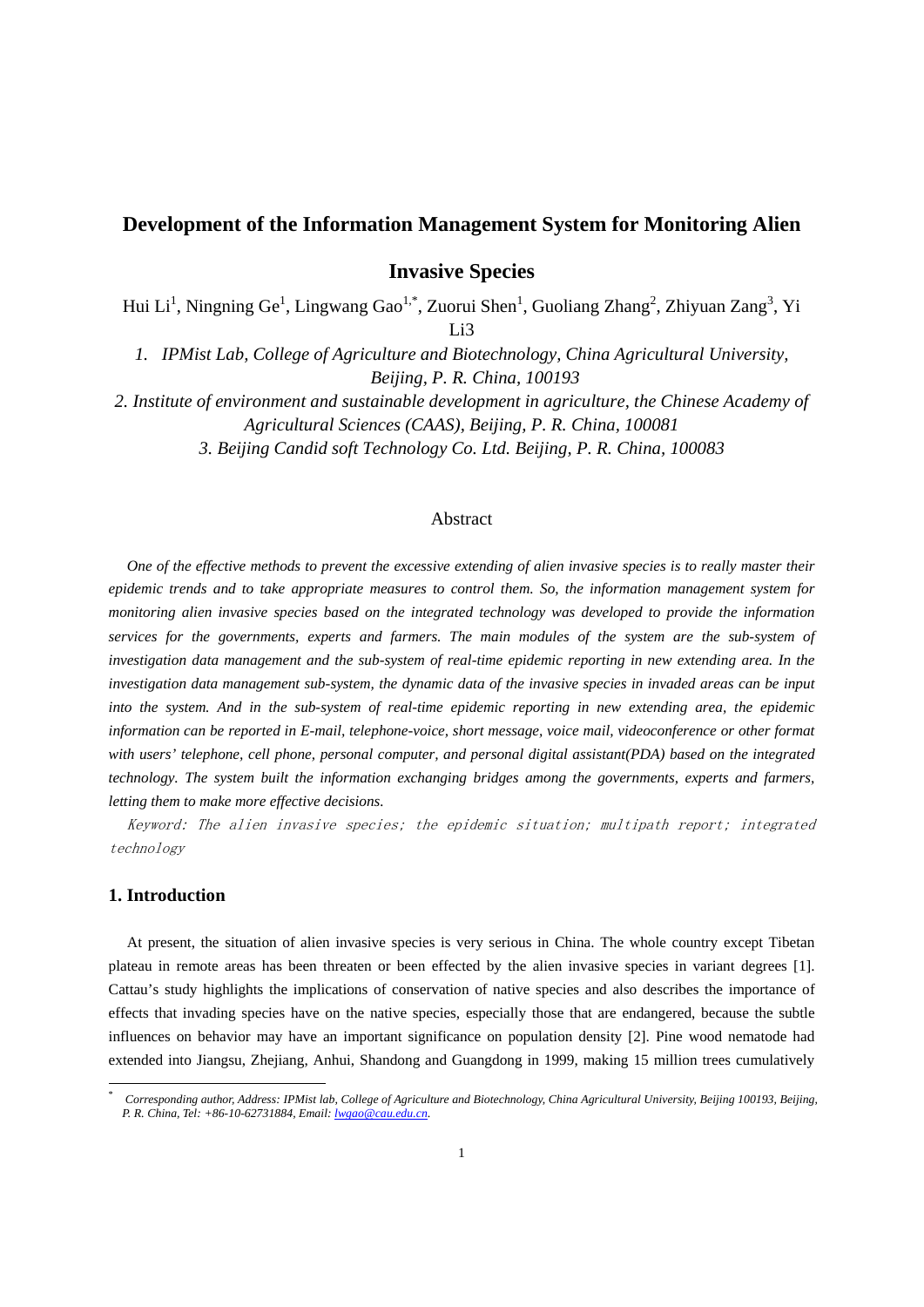# Development of the Information Management System for Monitoring Alien Invasive Species

Hui Li[1], Ningning Ge[1], Lingwang Gao[1,*], Zuorui Shen[1], Guoliang Zhang[2], Zhiyuan Zang[3], Yi Li3

*1. IPMist Lab, College of Agriculture and Biotechnology, China Agricultural University, Beijing, P. R. China, 100193*

*2. Institute of environment and sustainable development in agriculture, the Chinese Academy of Agricultural Sciences (CAAS), Beijing, P. R. China, 100081*

*3. Beijing Candid soft Technology Co. Ltd. Beijing, P. R. China, 100083*

## Abstract

*One of the effective methods to prevent the excessive extending of alien invasive species is to really master their epidemic trends and to take appropriate measures to control them. So, the information management system for monitoring alien invasive species based on the integrated technology was developed to provide the information services for the governments, experts and farmers. The main modules of the system are the sub-system of investigation data management and the sub-system of real-time epidemic reporting in new extending area. In the investigation data management sub-system, the dynamic data of the invasive species in invaded areas can be input into the system. And in the sub-system of real-time epidemic reporting in new extending area, the epidemic information can be reported in E-mail, telephone-voice, short message, voice mail, videoconference or other format with users' telephone, cell phone, personal computer, and personal digital assistant(PDA) based on the integrated technology. The system built the information exchanging bridges among the governments, experts and farmers, letting them to make more effective decisions.*

*Keyword: The alien invasive species; the epidemic situation; multipath report; integrated technology*

## 1. Introduction

At present, the situation of alien invasive species is very serious in China. The whole country except Tibetan plateau in remote areas has been threaten or been effected by the alien invasive species in variant degrees [1]. Cattau's study highlights the implications of conservation of native species and also describes the importance of effects that invading species have on the native species, especially those that are endangered, because the subtle influences on behavior may have an important significance on population density [2]. Pine wood nematode had extended into Jiangsu, Zhejiang, Anhui, Shandong and Guangdong in 1999, making 15 million trees cumulatively

---

* *Corresponding author, Address: IPMist lab, College of Agriculture and Biotechnology, China Agricultural University, Beijing 100193, Beijing, P. R. China, Tel: +86-10-62731884, Email: lwgao@cau.edu.cn.*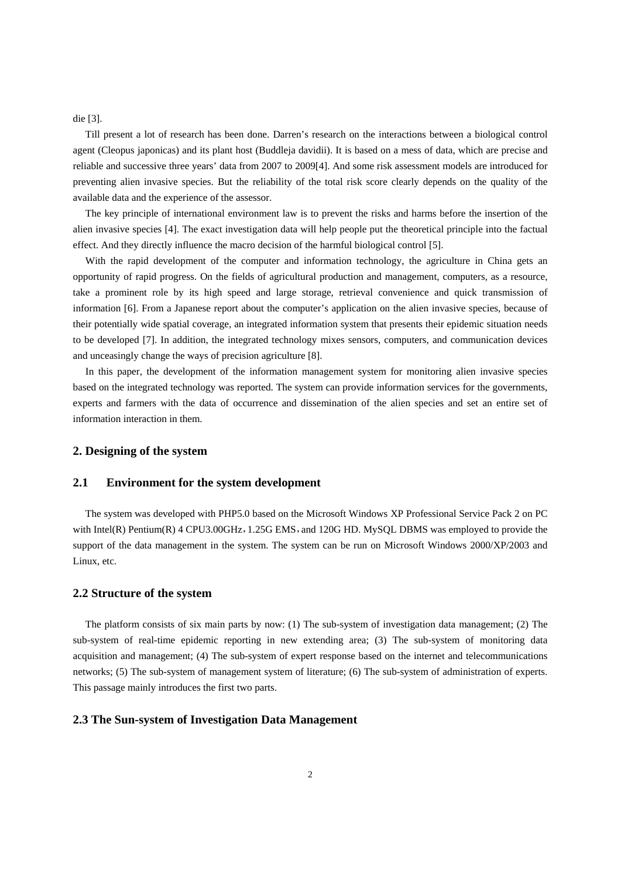die [3].

Till present a lot of research has been done. Darren's research on the interactions between a biological control agent (Cleopus japonicas) and its plant host (Buddleja davidii). It is based on a mess of data, which are precise and reliable and successive three years' data from 2007 to 2009[4]. And some risk assessment models are introduced for preventing alien invasive species. But the reliability of the total risk score clearly depends on the quality of the available data and the experience of the assessor.

The key principle of international environment law is to prevent the risks and harms before the insertion of the alien invasive species [4]. The exact investigation data will help people put the theoretical principle into the factual effect. And they directly influence the macro decision of the harmful biological control [5].

With the rapid development of the computer and information technology, the agriculture in China gets an opportunity of rapid progress. On the fields of agricultural production and management, computers, as a resource, take a prominent role by its high speed and large storage, retrieval convenience and quick transmission of information [6]. From a Japanese report about the computer's application on the alien invasive species, because of their potentially wide spatial coverage, an integrated information system that presents their epidemic situation needs to be developed [7]. In addition, the integrated technology mixes sensors, computers, and communication devices and unceasingly change the ways of precision agriculture [8].

In this paper, the development of the information management system for monitoring alien invasive species based on the integrated technology was reported. The system can provide information services for the governments, experts and farmers with the data of occurrence and dissemination of the alien species and set an entire set of information interaction in them.

## 2. Designing of the system

### 2.1 Environment for the system development

The system was developed with PHP5.0 based on the Microsoft Windows XP Professional Service Pack 2 on PC with Intel(R) Pentium(R) 4 CPU3.00GHz，1.25G EMS，and 120G HD. MySQL DBMS was employed to provide the support of the data management in the system. The system can be run on Microsoft Windows 2000/XP/2003 and Linux, etc.

### 2.2 Structure of the system

The platform consists of six main parts by now: (1) The sub-system of investigation data management; (2) The sub-system of real-time epidemic reporting in new extending area; (3) The sub-system of monitoring data acquisition and management; (4) The sub-system of expert response based on the internet and telecommunications networks; (5) The sub-system of management system of literature; (6) The sub-system of administration of experts. This passage mainly introduces the first two parts.

### 2.3 The Sun-system of Investigation Data Management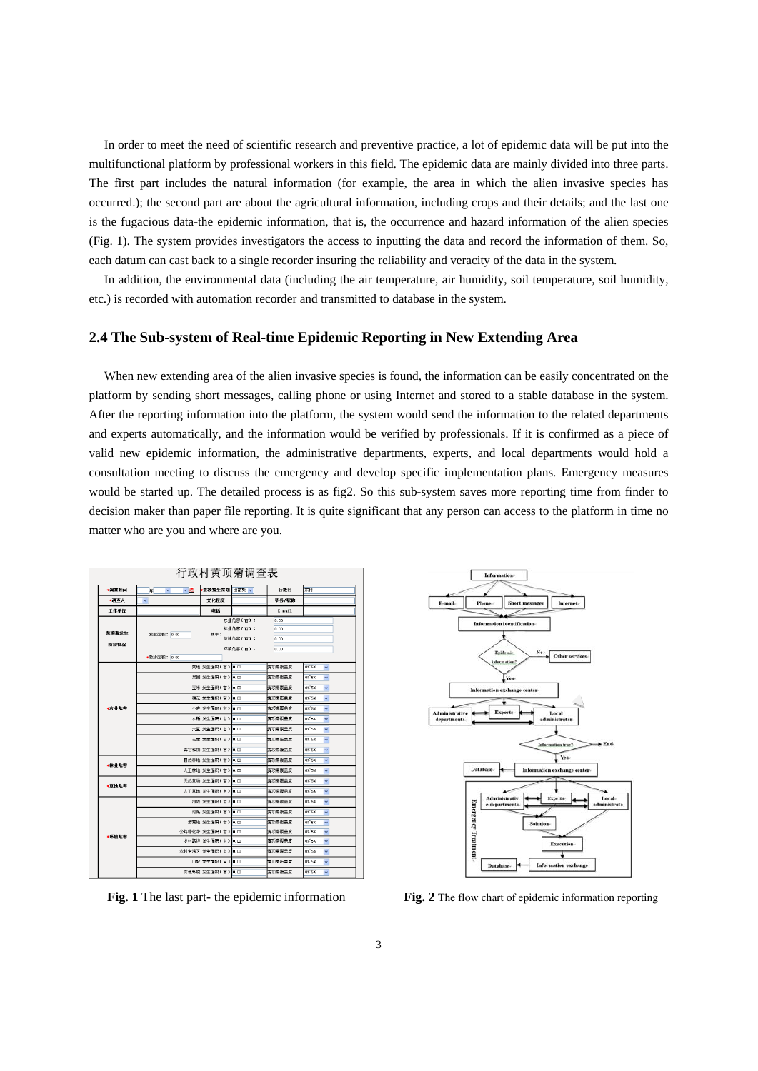In order to meet the need of scientific research and preventive practice, a lot of epidemic data will be put into the multifunctional platform by professional workers in this field. The epidemic data are mainly divided into three parts. The first part includes the natural information (for example, the area in which the alien invasive species has occurred.); the second part are about the agricultural information, including crops and their details; and the last one is the fugacious data-the epidemic information, that is, the occurrence and hazard information of the alien species (Fig. 1). The system provides investigators the access to inputting the data and record the information of them. So, each datum can cast back to a single recorder insuring the reliability and veracity of the data in the system.

In addition, the environmental data (including the air temperature, air humidity, soil temperature, soil humidity, etc.) is recorded with automation recorder and transmitted to database in the system.

## 2.4 The Sub-system of Real-time Epidemic Reporting in New Extending Area

When new extending area of the alien invasive species is found, the information can be easily concentrated on the platform by sending short messages, calling phone or using Internet and stored to a stable database in the system. After the reporting information into the platform, the system would send the information to the related departments and experts automatically, and the information would be verified by professionals. If it is confirmed as a piece of valid new epidemic information, the administrative departments, experts, and local departments would hold a consultation meeting to discuss the emergency and develop specific implementation plans. Emergency measures would be started up. The detailed process is as fig2. So this sub-system saves more reporting time from finder to decision maker than paper file reporting. It is quite significant that any person can access to the platform in time no matter who are you and where are you.

**Fig. 1** The last part- the epidemic information

**Fig. 2** The flow chart of epidemic information reporting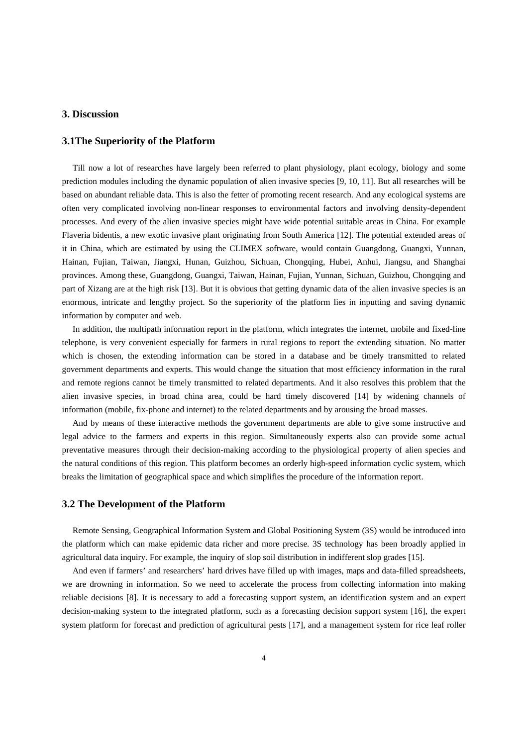## 3. Discussion

### 3.1The Superiority of the Platform

Till now a lot of researches have largely been referred to plant physiology, plant ecology, biology and some prediction modules including the dynamic population of alien invasive species [9, 10, 11]. But all researches will be based on abundant reliable data. This is also the fetter of promoting recent research. And any ecological systems are often very complicated involving non-linear responses to environmental factors and involving density-dependent processes. And every of the alien invasive species might have wide potential suitable areas in China. For example Flaveria bidentis, a new exotic invasive plant originating from South America [12]. The potential extended areas of it in China, which are estimated by using the CLIMEX software, would contain Guangdong, Guangxi, Yunnan, Hainan, Fujian, Taiwan, Jiangxi, Hunan, Guizhou, Sichuan, Chongqing, Hubei, Anhui, Jiangsu, and Shanghai provinces. Among these, Guangdong, Guangxi, Taiwan, Hainan, Fujian, Yunnan, Sichuan, Guizhou, Chongqing and part of Xizang are at the high risk [13]. But it is obvious that getting dynamic data of the alien invasive species is an enormous, intricate and lengthy project. So the superiority of the platform lies in inputting and saving dynamic information by computer and web.

In addition, the multipath information report in the platform, which integrates the internet, mobile and fixed-line telephone, is very convenient especially for farmers in rural regions to report the extending situation. No matter which is chosen, the extending information can be stored in a database and be timely transmitted to related government departments and experts. This would change the situation that most efficiency information in the rural and remote regions cannot be timely transmitted to related departments. And it also resolves this problem that the alien invasive species, in broad china area, could be hard timely discovered [14] by widening channels of information (mobile, fix-phone and internet) to the related departments and by arousing the broad masses.

And by means of these interactive methods the government departments are able to give some instructive and legal advice to the farmers and experts in this region. Simultaneously experts also can provide some actual preventative measures through their decision-making according to the physiological property of alien species and the natural conditions of this region. This platform becomes an orderly high-speed information cyclic system, which breaks the limitation of geographical space and which simplifies the procedure of the information report.

### 3.2 The Development of the Platform

Remote Sensing, Geographical Information System and Global Positioning System (3S) would be introduced into the platform which can make epidemic data richer and more precise. 3S technology has been broadly applied in agricultural data inquiry. For example, the inquiry of slop soil distribution in indifferent slop grades [15].

And even if farmers' and researchers' hard drives have filled up with images, maps and data-filled spreadsheets, we are drowning in information. So we need to accelerate the process from collecting information into making reliable decisions [8]. It is necessary to add a forecasting support system, an identification system and an expert decision-making system to the integrated platform, such as a forecasting decision support system [16], the expert system platform for forecast and prediction of agricultural pests [17], and a management system for rice leaf roller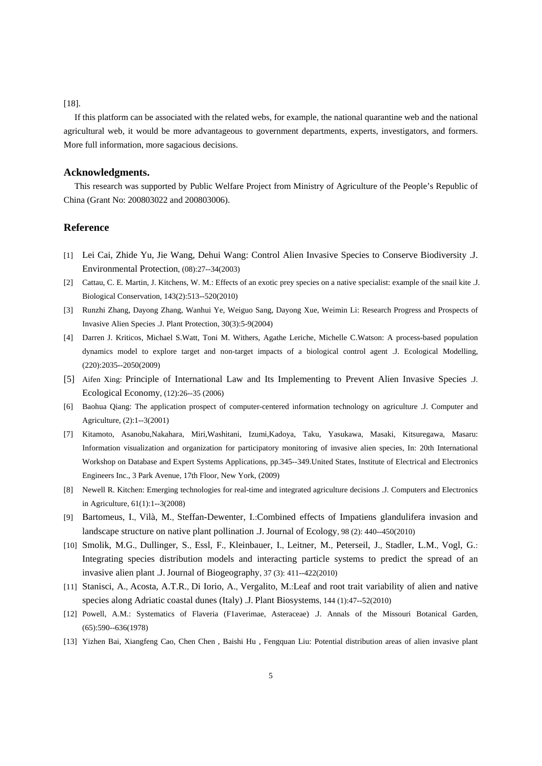[18].

If this platform can be associated with the related webs, for example, the national quarantine web and the national agricultural web, it would be more advantageous to government departments, experts, investigators, and formers. More full information, more sagacious decisions.

## Acknowledgments.

This research was supported by Public Welfare Project from Ministry of Agriculture of the People's Republic of China (Grant No: 200803022 and 200803006).

## Reference

[1] Lei Cai, Zhide Yu, Jie Wang, Dehui Wang: Control Alien Invasive Species to Conserve Biodiversity .J. Environmental Protection, (08):27--34(2003)

[2] Cattau, C. E. Martin, J. Kitchens, W. M.: Effects of an exotic prey species on a native specialist: example of the snail kite .J. Biological Conservation, 143(2):513--520(2010)

[3] Runzhi Zhang, Dayong Zhang, Wanhui Ye, Weiguo Sang, Dayong Xue, Weimin Li: Research Progress and Prospects of Invasive Alien Species .J. Plant Protection, 30(3):5-9(2004)

[4] Darren J. Kriticos, Michael S.Watt, Toni M. Withers, Agathe Leriche, Michelle C.Watson: A process-based population dynamics model to explore target and non-target impacts of a biological control agent .J. Ecological Modelling, (220):2035--2050(2009)

[5] Aifen Xing: Principle of International Law and Its Implementing to Prevent Alien Invasive Species .J. Ecological Economy, (12):26--35 (2006)

[6] Baohua Qiang: The application prospect of computer-centered information technology on agriculture .J. Computer and Agriculture, (2):1--3(2001)

[7] Kitamoto, Asanobu,Nakahara, Miri,Washitani, Izumi,Kadoya, Taku, Yasukawa, Masaki, Kitsuregawa, Masaru: Information visualization and organization for participatory monitoring of invasive alien species, In: 20th International Workshop on Database and Expert Systems Applications, pp.345--349.United States, Institute of Electrical and Electronics Engineers Inc., 3 Park Avenue, 17th Floor, New York, (2009)

[8] Newell R. Kitchen: Emerging technologies for real-time and integrated agriculture decisions .J. Computers and Electronics in Agriculture, 61(1):1--3(2008)

[9] Bartomeus, I., Vilà, M., Steffan-Dewenter, I.:Combined effects of Impatiens glandulifera invasion and landscape structure on native plant pollination .J. Journal of Ecology, 98 (2): 440--450(2010)

[10] Smolik, M.G., Dullinger, S., Essl, F., Kleinbauer, I., Leitner, M., Peterseil, J., Stadler, L.M., Vogl, G.: Integrating species distribution models and interacting particle systems to predict the spread of an invasive alien plant .J. Journal of Biogeography, 37 (3): 411--422(2010)

[11] Stanisci, A., Acosta, A.T.R., Di Iorio, A., Vergalito, M.:Leaf and root trait variability of alien and native species along Adriatic coastal dunes (Italy) .J. Plant Biosystems, 144 (1):47--52(2010)

[12] Powell, A.M.: Systematics of Flaveria (F1averimae, Asteraceae) .J. Annals of the Missouri Botanical Garden, (65):590--636(1978)

[13] Yizhen Bai, Xiangfeng Cao, Chen Chen , Baishi Hu , Fengquan Liu: Potential distribution areas of alien invasive plant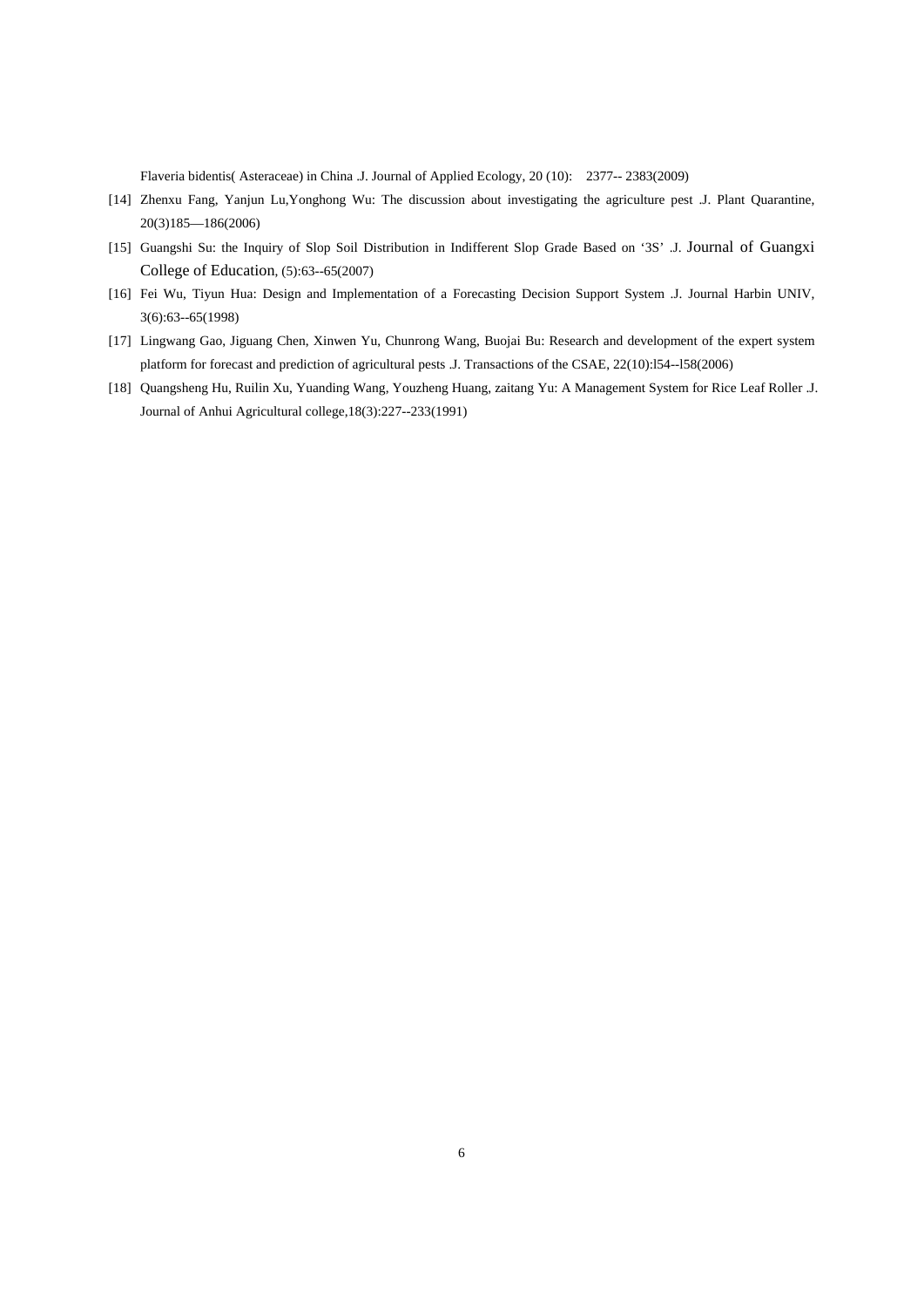Flaveria bidentis( Asteraceae) in China .J. Journal of Applied Ecology, 20 (10): 2377-- 2383(2009)

[14] Zhenxu Fang, Yanjun Lu,Yonghong Wu: The discussion about investigating the agriculture pest .J. Plant Quarantine, 20(3)185—186(2006)

[15] Guangshi Su: the Inquiry of Slop Soil Distribution in Indifferent Slop Grade Based on '3S' .J. Journal of Guangxi College of Education, (5):63--65(2007)

[16] Fei Wu, Tiyun Hua: Design and Implementation of a Forecasting Decision Support System .J. Journal Harbin UNIV, 3(6):63--65(1998)

[17] Lingwang Gao, Jiguang Chen, Xinwen Yu, Chunrong Wang, Buojai Bu: Research and development of the expert system platform for forecast and prediction of agricultural pests .J. Transactions of the CSAE, 22(10):l54--l58(2006)

[18] Quangsheng Hu, Ruilin Xu, Yuanding Wang, Youzheng Huang, zaitang Yu: A Management System for Rice Leaf Roller .J. Journal of Anhui Agricultural college,18(3):227--233(1991)